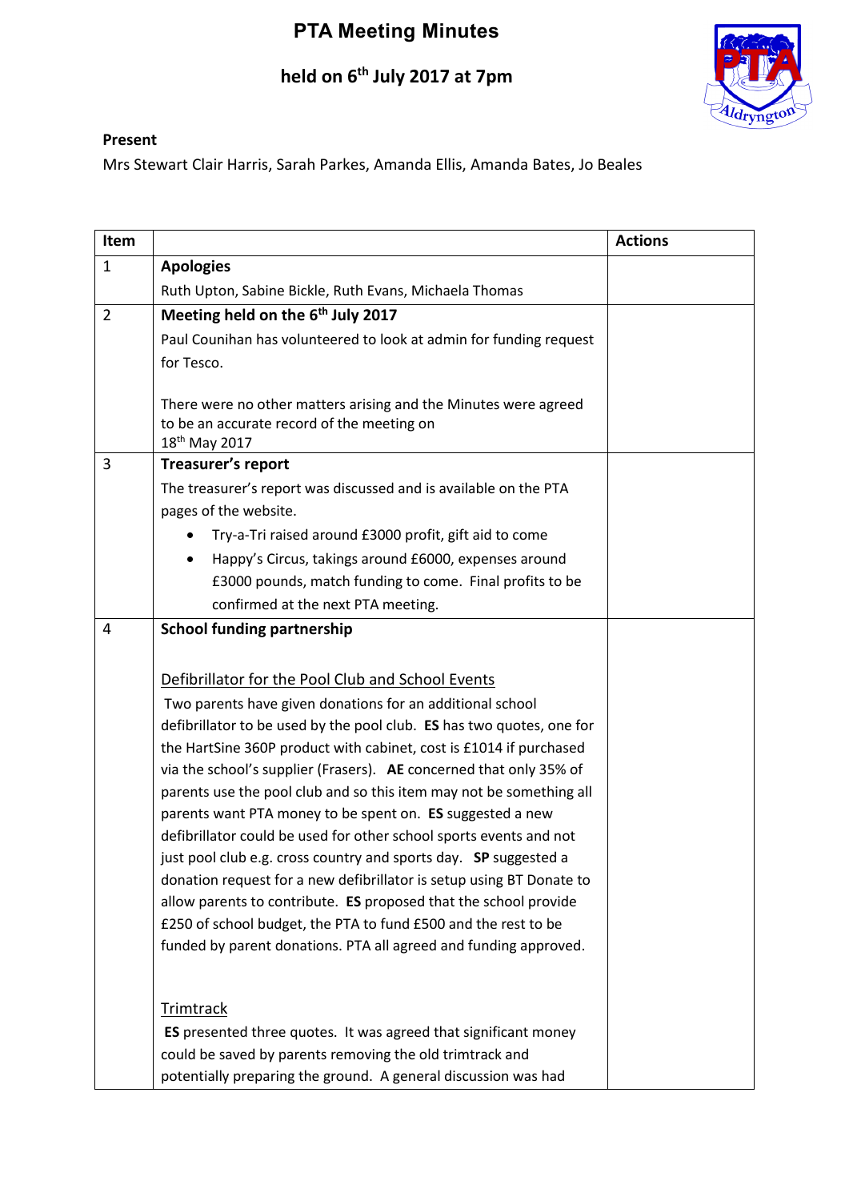# PTA Meeting Minutes

## held on 6th July 2017 at 7pm

**Present**

Mrs Stewart Clair Harris, Sarah Parkes, Amanda Ellis, Amanda Bates, Jo Beales

| Item | | Actions |
|---|---|---|
| 1 | **Apologies**<br>Ruth Upton, Sabine Bickle, Ruth Evans, Michaela Thomas | |
| 2 | **Meeting held on the 6th July 2017**<br>Paul Counihan has volunteered to look at admin for funding request for Tesco.<br><br>There were no other matters arising and the Minutes were agreed to be an accurate record of the meeting on 18th May 2017 | |
| 3 | **Treasurer's report**<br>The treasurer's report was discussed and is available on the PTA pages of the website.<br>• Try-a-Tri raised around £3000 profit, gift aid to come<br>• Happy's Circus, takings around £6000, expenses around £3000 pounds, match funding to come. Final profits to be confirmed at the next PTA meeting. | |
| 4 | **School funding partnership**<br><br><u>Defibrillator for the Pool Club and School Events</u><br>Two parents have given donations for an additional school defibrillator to be used by the pool club. **ES** has two quotes, one for the HartSine 360P product with cabinet, cost is £1014 if purchased via the school's supplier (Frasers). **AE** concerned that only 35% of parents use the pool club and so this item may not be something all parents want PTA money to be spent on. **ES** suggested a new defibrillator could be used for other school sports events and not just pool club e.g. cross country and sports day. **SP** suggested a donation request for a new defibrillator is setup using BT Donate to allow parents to contribute. **ES** proposed that the school provide £250 of school budget, the PTA to fund £500 and the rest to be funded by parent donations. PTA all agreed and funding approved.<br><br><u>Trimtrack</u><br>**ES** presented three quotes. It was agreed that significant money could be saved by parents removing the old trimtrack and potentially preparing the ground. A general discussion was had | |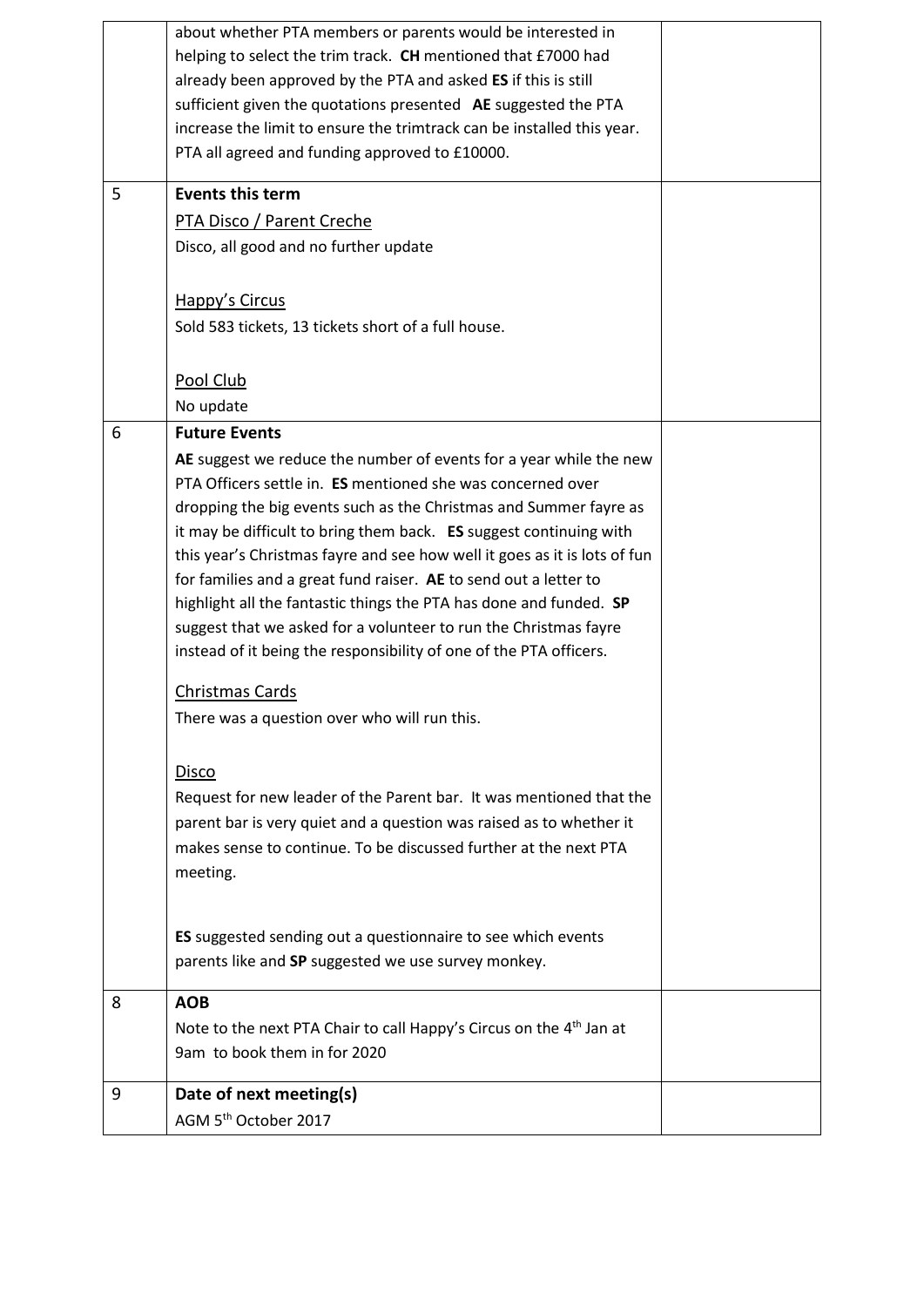| | | |
|---|---|---|
| | about whether PTA members or parents would be interested in helping to select the trim track. **CH** mentioned that £7000 had already been approved by the PTA and asked **ES** if this is still sufficient given the quotations presented **AE** suggested the PTA increase the limit to ensure the trimtrack can be installed this year. PTA all agreed and funding approved to £10000. | |
| 5 | **Events this term**<br><br><u>PTA Disco / Parent Creche</u><br>Disco, all good and no further update<br><br><u>Happy's Circus</u><br>Sold 583 tickets, 13 tickets short of a full house.<br><br><u>Pool Club</u><br>No update | |
| 6 | **Future Events**<br><br>**AE** suggest we reduce the number of events for a year while the new PTA Officers settle in. **ES** mentioned she was concerned over dropping the big events such as the Christmas and Summer fayre as it may be difficult to bring them back. **ES** suggest continuing with this year's Christmas fayre and see how well it goes as it is lots of fun for families and a great fund raiser. **AE** to send out a letter to highlight all the fantastic things the PTA has done and funded. **SP** suggest that we asked for a volunteer to run the Christmas fayre instead of it being the responsibility of one of the PTA officers.<br><br><u>Christmas Cards</u><br>There was a question over who will run this.<br><br><u>Disco</u><br>Request for new leader of the Parent bar. It was mentioned that the parent bar is very quiet and a question was raised as to whether it makes sense to continue. To be discussed further at the next PTA meeting.<br><br>**ES** suggested sending out a questionnaire to see which events parents like and **SP** suggested we use survey monkey. | |
| 8 | **AOB**<br><br>Note to the next PTA Chair to call Happy's Circus on the 4th Jan at 9am to book them in for 2020 | |
| 9 | **Date of next meeting(s)**<br><br>AGM 5th October 2017 | |